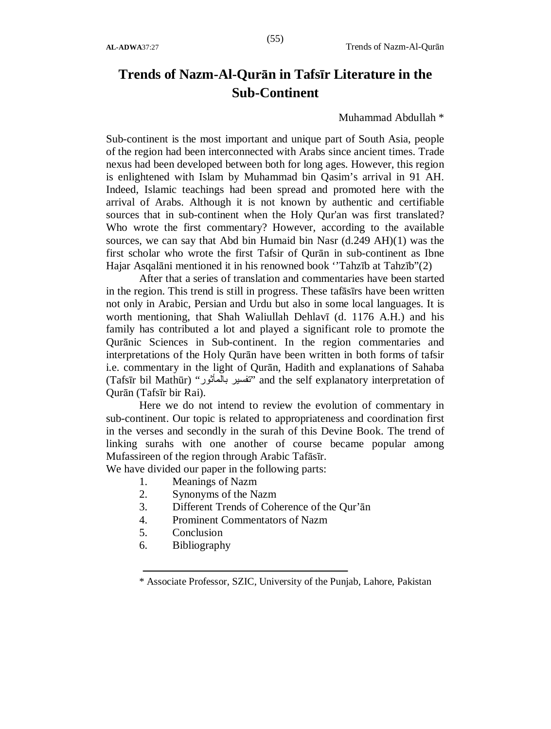# Trends of Nazm-Al-Qurān in Tafsīr Literature in the Sub-Continent

Muhammad Abdullah *

Sub-continent is the most important and unique part of South Asia, people of the region had been interconnected with Arabs since ancient times. Trade nexus had been developed between both for long ages. However, this region is enlightened with Islam by Muhammad bin Qasim's arrival in 91 AH. Indeed, Islamic teachings had been spread and promoted here with the arrival of Arabs. Although it is not known by authentic and certifiable sources that in sub-continent when the Holy Qur'an was first translated? Who wrote the first commentary? However, according to the available sources, we can say that Abd bin Humaid bin Nasr (d.249 AH)(1) was the first scholar who wrote the first Tafsir of Qurān in sub-continent as Ibne Hajar Asqalāni mentioned it in his renowned book ''Tahzīb at Tahzīb"(2)

After that a series of translation and commentaries have been started in the region. This trend is still in progress. These tafāsīrs have been written not only in Arabic, Persian and Urdu but also in some local languages. It is worth mentioning, that Shah Waliullah Dehlavī (d. 1176 A.H.) and his family has contributed a lot and played a significant role to promote the Qurānic Sciences in Sub-continent. In the region commentaries and interpretations of the Holy Qurān have been written in both forms of tafsir i.e. commentary in the light of Qurān, Hadith and explanations of Sahaba (Tafsīr bil Mathūr) "تفسیر بالمأثور" and the self explanatory interpretation of Qurān (Tafsīr bir Rai).

Here we do not intend to review the evolution of commentary in sub-continent. Our topic is related to appropriateness and coordination first in the verses and secondly in the surah of this Devine Book. The trend of linking surahs with one another of course became popular among Mufassireen of the region through Arabic Tafāsīr.

We have divided our paper in the following parts:

1. Meanings of Nazm
2. Synonyms of the Nazm
3. Different Trends of Coherence of the Qur'ān
4. Prominent Commentators of Nazm
5. Conclusion
6. Bibliography

---

\* Associate Professor, SZIC, University of the Punjab, Lahore, Pakistan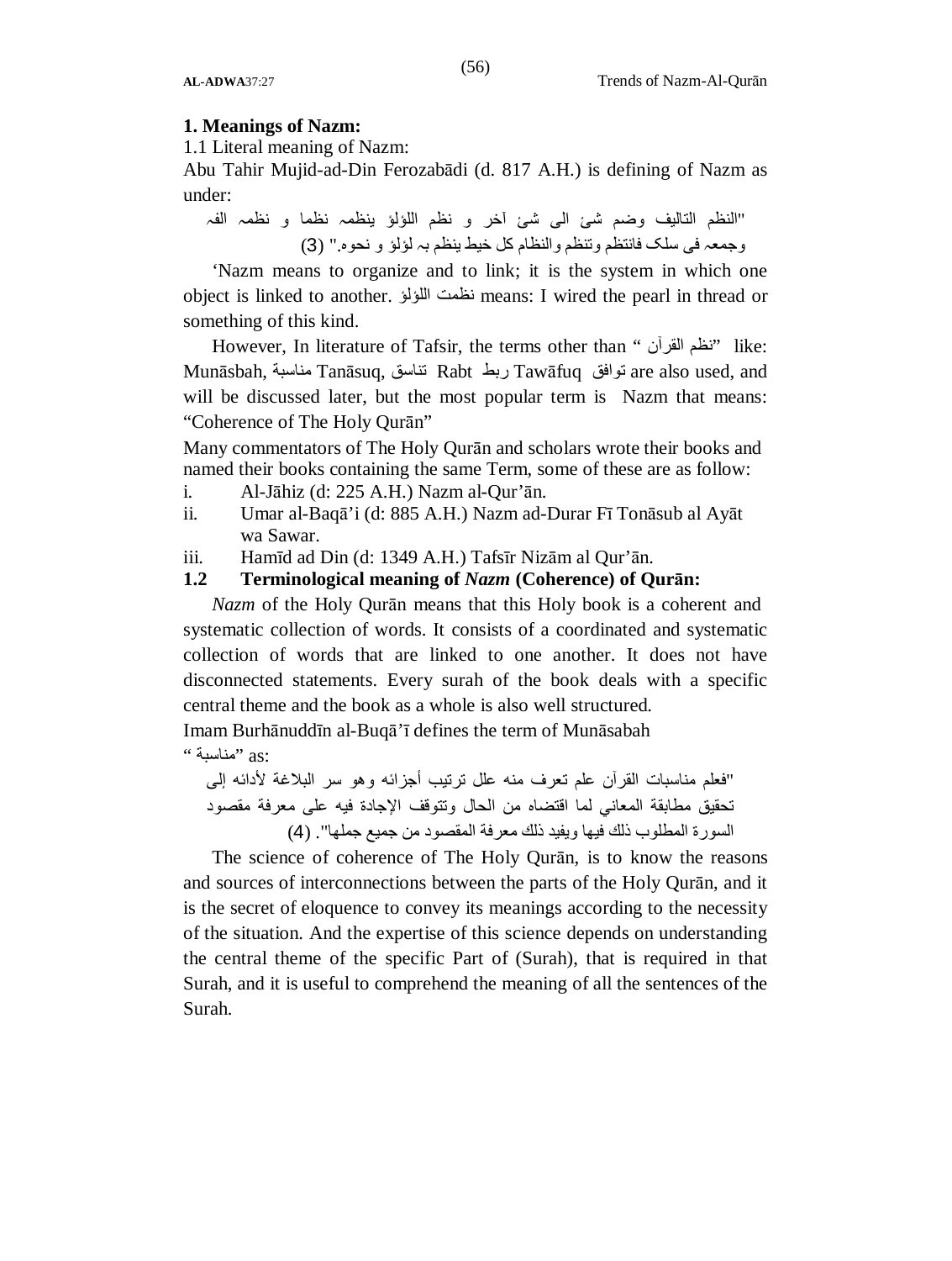## 1. Meanings of Nazm:

1.1 Literal meaning of Nazm:

Abu Tahir Mujid-ad-Din Ferozabādi (d. 817 A.H.) is defining of Nazm as under:

"النظم التاليف وضم شئ الى شئ آخر و نظم اللؤلؤ ينظمہ نظما و نظمہ الفہ وجمعہ فی سلک فانتظم وتنظم والنظام کل خیط ینظم بہ لؤلؤ و نحوہ." (3)

'Nazm means to organize and to link; it is the system in which one object is linked to another. نظمت اللؤلؤ means: I wired the pearl in thread or something of this kind.

However, In literature of Tafsir, the terms other than "نظم القرآن" like: Munāsbah, مناسبة Tanāsuq, تناسق Rabt ربط Tawāfuq توافق are also used, and will be discussed later, but the most popular term is Nazm that means: "Coherence of The Holy Qurān"

Many commentators of The Holy Qurān and scholars wrote their books and named their books containing the same Term, some of these are as follow:

i. Al-Jāhiz (d: 225 A.H.) Nazm al-Qur'ān.
ii. Umar al-Baqā'i (d: 885 A.H.) Nazm ad-Durar Fī Tonāsub al Ayāt wa Sawar.
iii. Hamīd ad Din (d: 1349 A.H.) Tafsīr Nizām al Qur'ān.

### 1.2 Terminological meaning of *Nazm* (Coherence) of Qurān:

*Nazm* of the Holy Qurān means that this Holy book is a coherent and systematic collection of words. It consists of a coordinated and systematic collection of words that are linked to one another. It does not have disconnected statements. Every surah of the book deals with a specific central theme and the book as a whole is also well structured.

Imam Burhānuddīn al-Buqā'ī defines the term of Munāsabah "مناسبة" as:

"فعلم مناسبات القرآن علم تعرف منه علل ترتيب أجزائه وهو سر البلاغة لأدائه إلى تحقيق مطابقة المعاني لما اقتضاه من الحال وتتوقف الإجادة فيه على معرفة مقصود السورة المطلوب ذلك فيها ويفيد ذلك معرفة المقصود من جميع جملها". (4)

The science of coherence of The Holy Qurān, is to know the reasons and sources of interconnections between the parts of the Holy Qurān, and it is the secret of eloquence to convey its meanings according to the necessity of the situation. And the expertise of this science depends on understanding the central theme of the specific Part of (Surah), that is required in that Surah, and it is useful to comprehend the meaning of all the sentences of the Surah.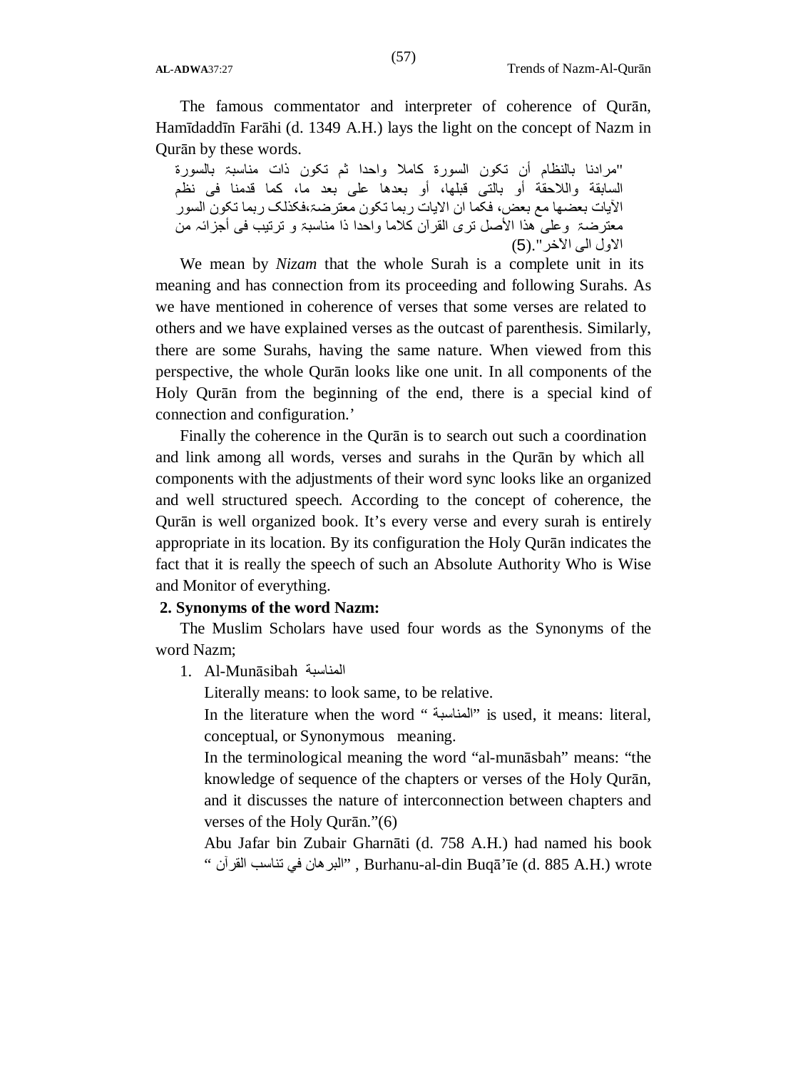The famous commentator and interpreter of coherence of Qurān, Hamīdaddīn Farāhi (d. 1349 A.H.) lays the light on the concept of Nazm in Qurān by these words.

"مرادنا بالنظام أن تكون السورة كاملا واحدا ثم تكون ذات مناسبة بالسورة السابقة واللاحقة أو بالتى قبلها، أو بعدها على بعد ما، كما قدمنا فى نظم الآيات بعضها مع بعض، فكما ان الايات ربما تكون معترضة،فكذلک ربما تكون السور معترضة وعلى هذا الأصل ترى القرآن كلاما واحدا ذا مناسبة و ترتيب فى أجزائہ من الاول الى الآخر".(5)

We mean by *Nizam* that the whole Surah is a complete unit in its meaning and has connection from its proceeding and following Surahs. As we have mentioned in coherence of verses that some verses are related to others and we have explained verses as the outcast of parenthesis. Similarly, there are some Surahs, having the same nature. When viewed from this perspective, the whole Qurān looks like one unit. In all components of the Holy Qurān from the beginning of the end, there is a special kind of connection and configuration.'

Finally the coherence in the Qurān is to search out such a coordination and link among all words, verses and surahs in the Qurān by which all components with the adjustments of their word sync looks like an organized and well structured speech. According to the concept of coherence, the Qurān is well organized book. It's every verse and every surah is entirely appropriate in its location. By its configuration the Holy Qurān indicates the fact that it is really the speech of such an Absolute Authority Who is Wise and Monitor of everything.

**2. Synonyms of the word Nazm:**

The Muslim Scholars have used four words as the Synonyms of the word Nazm;

1. Al-Munāsibah المناسبة

   Literally means: to look same, to be relative.

   In the literature when the word "المناسبة" is used, it means: literal, conceptual, or Synonymous meaning.

   In the terminological meaning the word "al-munāsbah" means: "the knowledge of sequence of the chapters or verses of the Holy Qurān, and it discusses the nature of interconnection between chapters and verses of the Holy Qurān."(6)

   Abu Jafar bin Zubair Gharnāti (d. 758 A.H.) had named his book "البرهان في تناسب القرآن", Burhanu-al-din Buqā'īe (d. 885 A.H.) wrote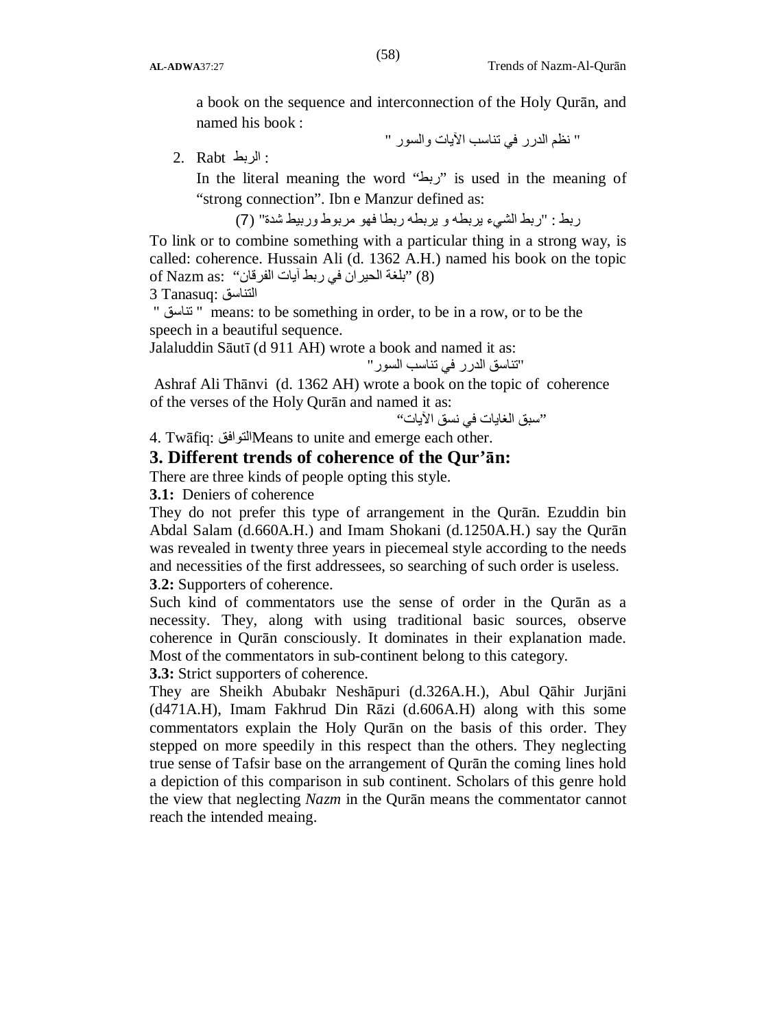a book on the sequence and interconnection of the Holy Qurān, and named his book :

" نظم الدرر في تناسب الآيات والسور "

2. Rabt الربط :

In the literal meaning the word "ربط" is used in the meaning of "strong connection". Ibn e Manzur defined as:

ربط : "ربط الشيء يربطه و يربطه ربطا فهو مربوط وربيط شدة" (7)

To link or to combine something with a particular thing in a strong way, is called: coherence. Hussain Ali (d. 1362 A.H.) named his book on the topic of Nazm as: "بلغة الحيران في ربط آيات الفرقان" (8)

3 Tanasuq: التناسق

" تناسق " means: to be something in order, to be in a row, or to be the speech in a beautiful sequence.

Jalaluddin Sāutī (d 911 AH) wrote a book and named it as:

"تناسق الدرر في تناسب السور"

Ashraf Ali Thānvi (d. 1362 AH) wrote a book on the topic of coherence of the verses of the Holy Qurān and named it as:

"سبق الغايات في نسق الآيات"

4. Twāfiq: التوافقMeans to unite and emerge each other.

## 3. Different trends of coherence of the Qur'ān:

There are three kinds of people opting this style.

**3.1:** Deniers of coherence

They do not prefer this type of arrangement in the Qurān. Ezuddin bin Abdal Salam (d.660A.H.) and Imam Shokani (d.1250A.H.) say the Qurān was revealed in twenty three years in piecemeal style according to the needs and necessities of the first addressees, so searching of such order is useless.

**3.2:** Supporters of coherence.

Such kind of commentators use the sense of order in the Qurān as a necessity. They, along with using traditional basic sources, observe coherence in Qurān consciously. It dominates in their explanation made. Most of the commentators in sub-continent belong to this category.

**3.3:** Strict supporters of coherence.

They are Sheikh Abubakr Neshāpuri (d.326A.H.), Abul Qāhir Jurjāni (d471A.H), Imam Fakhrud Din Rāzi (d.606A.H) along with this some commentators explain the Holy Qurān on the basis of this order. They stepped on more speedily in this respect than the others. They neglecting true sense of Tafsir base on the arrangement of Qurān the coming lines hold a depiction of this comparison in sub continent. Scholars of this genre hold the view that neglecting *Nazm* in the Qurān means the commentator cannot reach the intended meaing.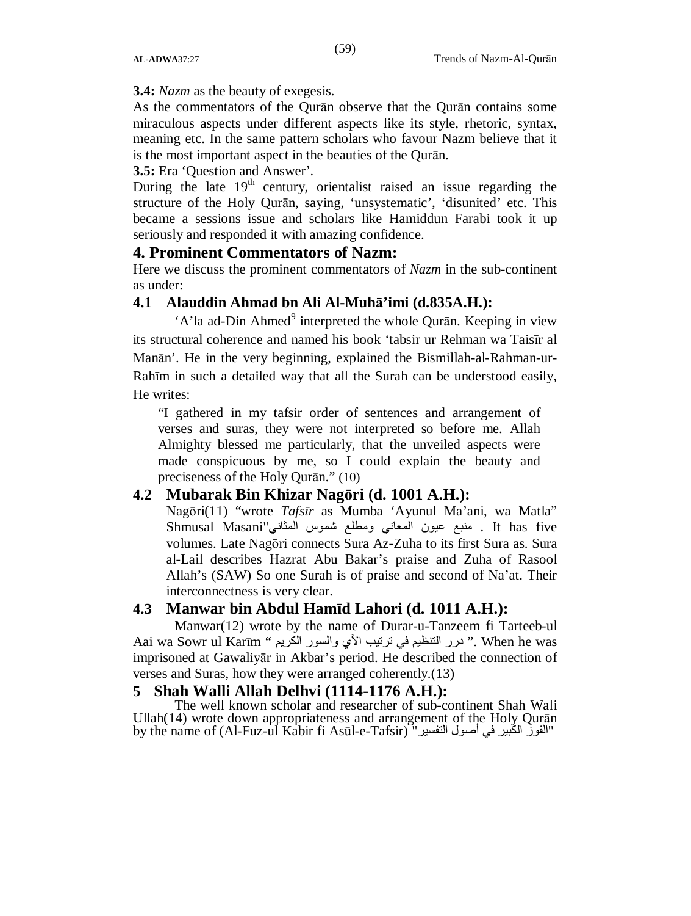**3.4:** *Nazm* as the beauty of exegesis.

As the commentators of the Qurān observe that the Qurān contains some miraculous aspects under different aspects like its style, rhetoric, syntax, meaning etc. In the same pattern scholars who favour Nazm believe that it is the most important aspect in the beauties of the Qurān.

**3.5:** Era 'Question and Answer'.

During the late 19th century, orientalist raised an issue regarding the structure of the Holy Qurān, saying, 'unsystematic', 'disunited' etc. This became a sessions issue and scholars like Hamiddun Farabi took it up seriously and responded it with amazing confidence.

## 4. Prominent Commentators of Nazm:

Here we discuss the prominent commentators of *Nazm* in the sub-continent as under:

### 4.1 Alauddin Ahmad bn Ali Al-Muhā'imi (d.835A.H.):

'A'la ad-Din Ahmed[9] interpreted the whole Qurān. Keeping in view its structural coherence and named his book 'tabsir ur Rehman wa Taisīr al Manān'. He in the very beginning, explained the Bismillah-al-Rahman-ur-Rahīm in such a detailed way that all the Surah can be understood easily, He writes:

> "I gathered in my tafsir order of sentences and arrangement of verses and suras, they were not interpreted so before me. Allah Almighty blessed me particularly, that the unveiled aspects were made conspicuous by me, so I could explain the beauty and preciseness of the Holy Qurān." (10)

### 4.2 Mubarak Bin Khizar Nagōri (d. 1001 A.H.):

Nagōri(11) "wrote *Tafsīr* as Mumba 'Ayunul Ma'ani, wa Matla" Shmusal Masani"منبع عيون المعاني ومطلع شموس المثاني . It has five volumes. Late Nagōri connects Sura Az-Zuha to its first Sura as. Sura al-Lail describes Hazrat Abu Bakar's praise and Zuha of Rasool Allah's (SAW) So one Surah is of praise and second of Na'at. Their interconnectness is very clear.

### 4.3 Manwar bin Abdul Hamīd Lahori (d. 1011 A.H.):

Manwar(12) wrote by the name of Durar-u-Tanzeem fi Tarteeb-ul Aai wa Sowr ul Karīm " درر التنظيم في ترتيب الآي والسور الكريم ". When he was imprisoned at Gawaliyār in Akbar's period. He described the connection of verses and Suras, how they were arranged coherently.(13)

## 5 Shah Walli Allah Delhvi (1114-1176 A.H.):

The well known scholar and researcher of sub-continent Shah Wali Ullah(14) wrote down appropriateness and arrangement of the Holy Qurān by the name of (Al-Fuz-ul Kabir fi Asūl-e-Tafsir) "الفوز الكبير في أصول التفسير"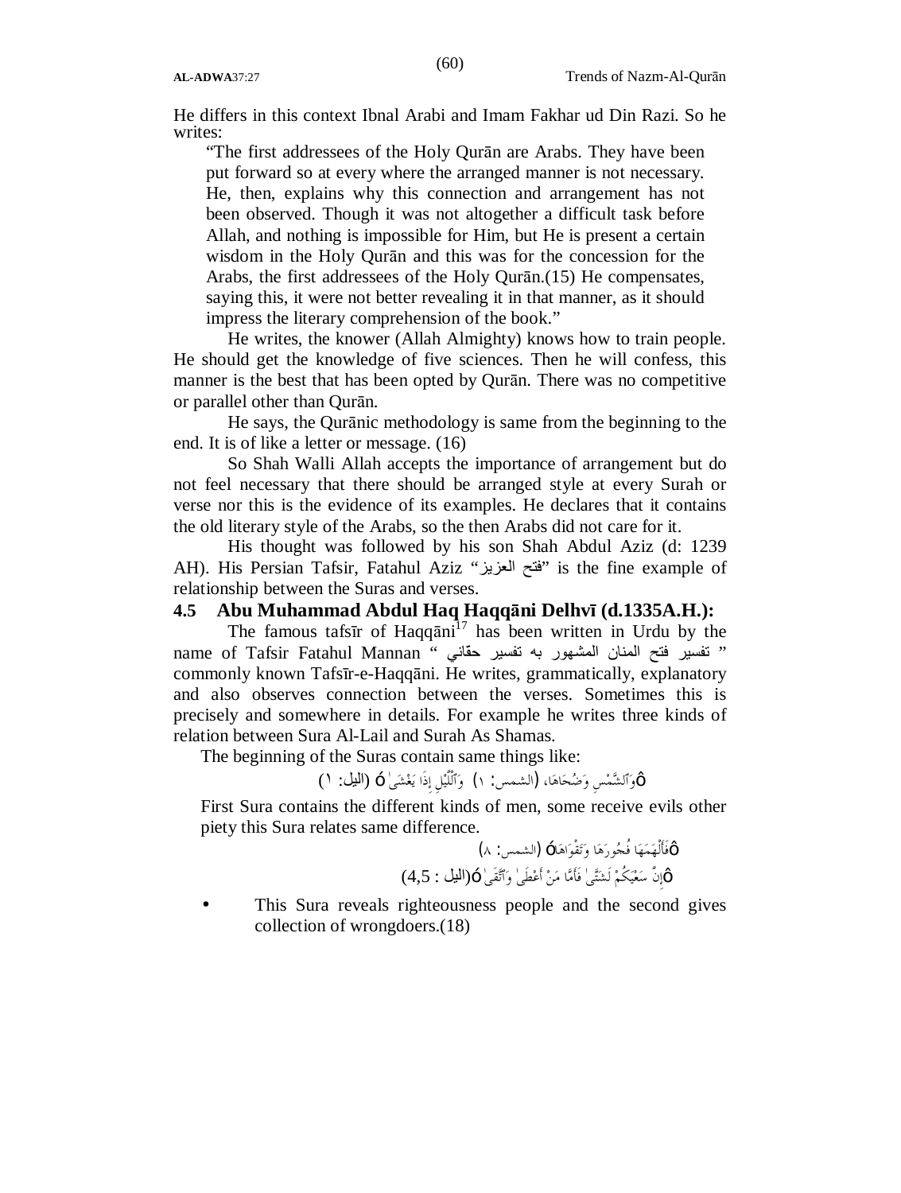He differs in this context Ibnal Arabi and Imam Fakhar ud Din Razi. So he writes:

> "The first addressees of the Holy Qurān are Arabs. They have been put forward so at every where the arranged manner is not necessary. He, then, explains why this connection and arrangement has not been observed. Though it was not altogether a difficult task before Allah, and nothing is impossible for Him, but He is present a certain wisdom in the Holy Qurān and this was for the concession for the Arabs, the first addressees of the Holy Qurān.(15) He compensates, saying this, it were not better revealing it in that manner, as it should impress the literary comprehension of the book."

He writes, the knower (Allah Almighty) knows how to train people. He should get the knowledge of five sciences. Then he will confess, this manner is the best that has been opted by Qurān. There was no competitive or parallel other than Qurān.

He says, the Qurānic methodology is same from the beginning to the end. It is of like a letter or message. (16)

So Shah Walli Allah accepts the importance of arrangement but do not feel necessary that there should be arranged style at every Surah or verse nor this is the evidence of its examples. He declares that it contains the old literary style of the Arabs, so the then Arabs did not care for it.

His thought was followed by his son Shah Abdul Aziz (d: 1239 AH). His Persian Tafsir, Fatahul Aziz "فتح العزيز" is the fine example of relationship between the Suras and verses.

### 4.5 Abu Muhammad Abdul Haq Haqqāni Delhvī (d.1335A.H.):

The famous tafsīr of Haqqāni[17] has been written in Urdu by the name of Tafsir Fatahul Mannan " تفسير فتح المنان المشهور به تفسير حقاني " commonly known Tafsīr-e-Haqqāni. He writes, grammatically, explanatory and also observes connection between the verses. Sometimes this is precisely and somewhere in details. For example he writes three kinds of relation between Sura Al-Lail and Surah As Shamas.

The beginning of the Suras contain same things like:

﴿وَٱلشَّمْسِ وَضُحَاهَا﴾ (الشمس: ١) ﴿وَٱلَّيْلِ إِذَا يَغْشَىٰ﴾ (اليل: ١)

First Sura contains the different kinds of men, some receive evils other piety this Sura relates same difference.

﴿فَأَلْهَمَهَا فُجُورَهَا وَتَقْوَاهَا﴾ (الشمس: ٨)

﴿إِنَّ سَعْيَكُمْ لَشَتَّىٰ فَأَمَّا مَنْ أَعْطَىٰ وَٱتَّقَىٰ﴾ (اليل : 4,5)

- This Sura reveals righteousness people and the second gives collection of wrongdoers.(18)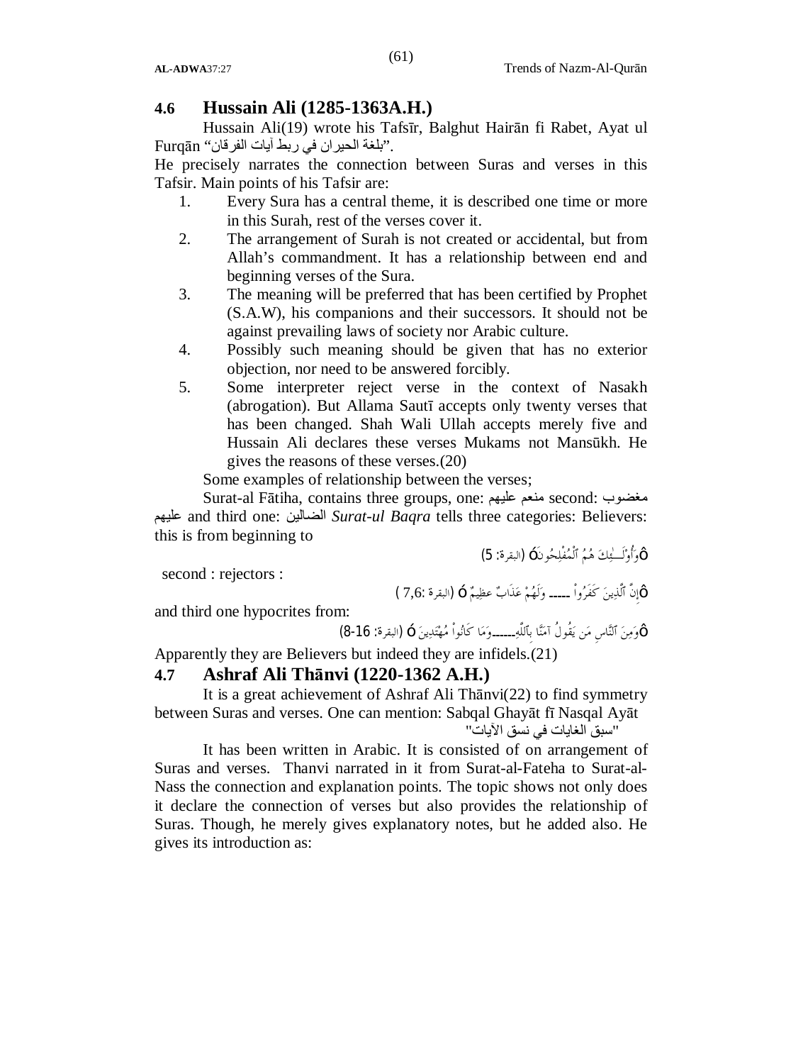## 4.6 Hussain Ali (1285-1363A.H.)

Hussain Ali(19) wrote his Tafsīr, Balghut Hairān fi Rabet, Ayat ul Furqān "بلغة الحيران في ربط آيات الفرقان".

He precisely narrates the connection between Suras and verses in this Tafsir. Main points of his Tafsir are:

1. Every Sura has a central theme, it is described one time or more in this Surah, rest of the verses cover it.
2. The arrangement of Surah is not created or accidental, but from Allah's commandment. It has a relationship between end and beginning verses of the Sura.
3. The meaning will be preferred that has been certified by Prophet (S.A.W), his companions and their successors. It should not be against prevailing laws of society nor Arabic culture.
4. Possibly such meaning should be given that has no exterior objection, nor need to be answered forcibly.
5. Some interpreter reject verse in the context of Nasakh (abrogation). But Allama Sautī accepts only twenty verses that has been changed. Shah Wali Ullah accepts merely five and Hussain Ali declares these verses Mukams not Mansūkh. He gives the reasons of these verses.(20)

Some examples of relationship between the verses;

Surat-al Fātiha, contains three groups, one: منعم عليهم second: مغضوب عليهم and third one: الضالين *Surat-ul Baqra* tells three categories: Believers: this is from beginning to

﴿وَأُوْلَـٰئِكَ هُمُ ٱلْمُفْلِحُونَ﴾ (البقرة: 5)

second : rejectors :

﴿إِنَّ ٱلَّذِينَ كَفَرُواْ ----- وَلَهُمْ عَذَابٌ عظِيمٌ﴾ (البقرة :7,6 )

and third one hypocrites from:

﴿وَمِنَ ٱلنَّاسِ مَن يَقُولُ آمَنَّا بِٱللَّهِ-----وَمَا كَانُواْ مُهْتَدِينَ﴾ (البقرة: 16-8)

Apparently they are Believers but indeed they are infidels.(21)

## 4.7 Ashraf Ali Thānvi (1220-1362 A.H.)

It is a great achievement of Ashraf Ali Thānvi(22) to find symmetry between Suras and verses. One can mention: Sabqal Ghayāt fī Nasqal Ayāt "سبق الغايات في نسق الآيات"

It has been written in Arabic. It is consisted of on arrangement of Suras and verses. Thanvi narrated in it from Surat-al-Fateha to Surat-al-Nass the connection and explanation points. The topic shows not only does it declare the connection of verses but also provides the relationship of Suras. Though, he merely gives explanatory notes, but he added also. He gives its introduction as: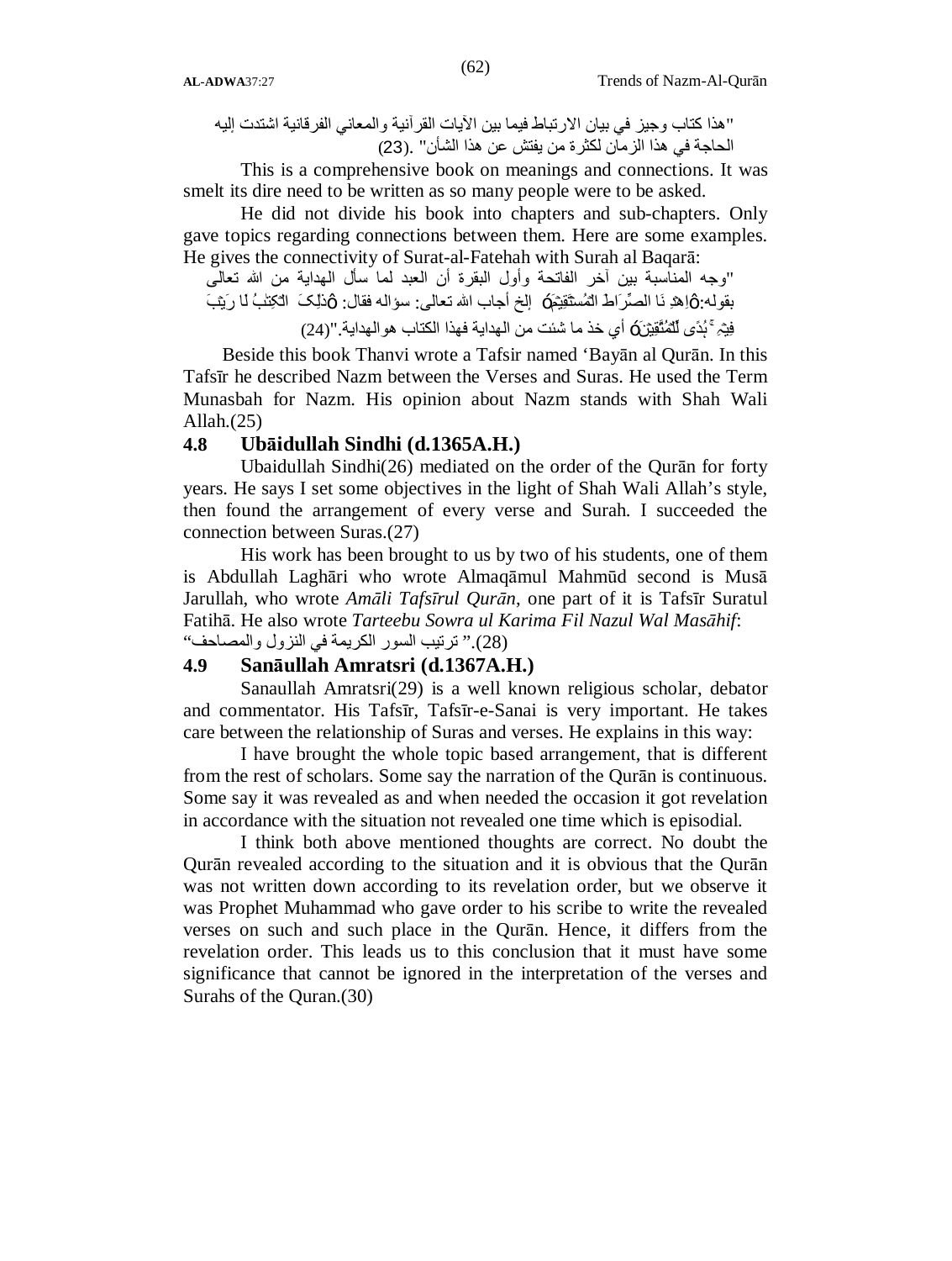"هذا كتاب وجيز في بيان الارتباط فيما بين الآيات القرآنية والمعاني الفرقانية اشتدت إليه الحاجة في هذا الزمان لكثرة من يفتش عن هذا الشأن" .(23)

This is a comprehensive book on meanings and connections. It was smelt its dire need to be written as so many people were to be asked.

He did not divide his book into chapters and sub-chapters. Only gave topics regarding connections between them. Here are some examples. He gives the connectivity of Surat-al-Fatehah with Surah al Baqarā:

"وجه المناسبة بين آخر الفاتحة وأول البقرة أن العبد لما سأل الهداية من الله تعالى بقوله:Ôاهْدِ نَا الصِّرَاطَ الْمُسْتَقِيْمَÓ إلخ أجاب الله تعالى: سؤاله فقال: Ôذٰلِكَ الْكِتٰبُ لَا رَيْبَ فِيْهِ ۚ هُدًى لِّلْمُتَّقِيْنَÓ أي خذ ما شئت من الهداية فهذا الكتاب هو الهداية."(24)

Beside this book Thanvi wrote a Tafsir named 'Bayān al Qurān. In this Tafsīr he described Nazm between the Verses and Suras. He used the Term Munasbah for Nazm. His opinion about Nazm stands with Shah Wali Allah.(25)

### 4.8 Ubāidullah Sindhi (d.1365A.H.)

Ubaidullah Sindhi(26) mediated on the order of the Qurān for forty years. He says I set some objectives in the light of Shah Wali Allah's style, then found the arrangement of every verse and Surah. I succeeded the connection between Suras.(27)

His work has been brought to us by two of his students, one of them is Abdullah Laghāri who wrote Almaqāmul Mahmūd second is Musā Jarullah, who wrote *Amāli Tafsīrul Qurān*, one part of it is Tafsīr Suratul Fatihā. He also wrote *Tarteebu Sowra ul Karima Fil Nazul Wal Masāhif*: "ترتيب السور الكريمة في النزول والمصاحف" .(28)

### 4.9 Sanāullah Amratsri (d.1367A.H.)

Sanaullah Amratsri(29) is a well known religious scholar, debator and commentator. His Tafsīr, Tafsīr-e-Sanai is very important. He takes care between the relationship of Suras and verses. He explains in this way:

I have brought the whole topic based arrangement, that is different from the rest of scholars. Some say the narration of the Qurān is continuous. Some say it was revealed as and when needed the occasion it got revelation in accordance with the situation not revealed one time which is episodial.

I think both above mentioned thoughts are correct. No doubt the Qurān revealed according to the situation and it is obvious that the Qurān was not written down according to its revelation order, but we observe it was Prophet Muhammad who gave order to his scribe to write the revealed verses on such and such place in the Qurān. Hence, it differs from the revelation order. This leads us to this conclusion that it must have some significance that cannot be ignored in the interpretation of the verses and Surahs of the Quran.(30)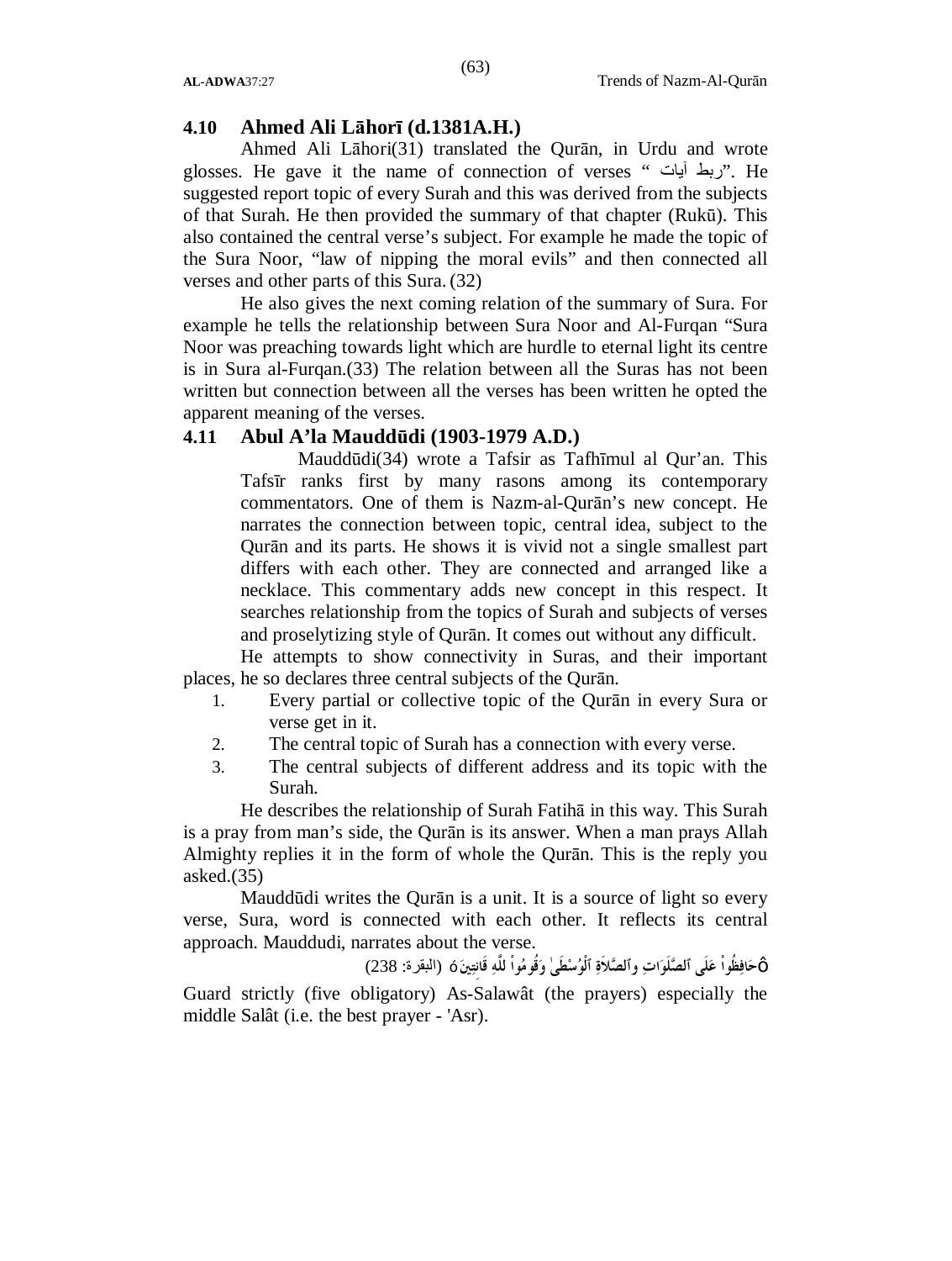### 4.10 Ahmed Ali Lāhorī (d.1381A.H.)

Ahmed Ali Lāhori(31) translated the Qurān, in Urdu and wrote glosses. He gave it the name of connection of verses "ربط آيات". He suggested report topic of every Surah and this was derived from the subjects of that Surah. He then provided the summary of that chapter (Rukū). This also contained the central verse's subject. For example he made the topic of the Sura Noor, "law of nipping the moral evils" and then connected all verses and other parts of this Sura. (32)

He also gives the next coming relation of the summary of Sura. For example he tells the relationship between Sura Noor and Al-Furqan "Sura Noor was preaching towards light which are hurdle to eternal light its centre is in Sura al-Furqan.(33) The relation between all the Suras has not been written but connection between all the verses has been written he opted the apparent meaning of the verses.

### 4.11 Abul A'la Mauddūdi (1903-1979 A.D.)

Mauddūdi(34) wrote a Tafsir as Tafhīmul al Qur'an. This Tafsīr ranks first by many rasons among its contemporary commentators. One of them is Nazm-al-Qurān's new concept. He narrates the connection between topic, central idea, subject to the Qurān and its parts. He shows it is vivid not a single smallest part differs with each other. They are connected and arranged like a necklace. This commentary adds new concept in this respect. It searches relationship from the topics of Surah and subjects of verses and proselytizing style of Qurān. It comes out without any difficult.

He attempts to show connectivity in Suras, and their important places, he so declares three central subjects of the Qurān.

1. Every partial or collective topic of the Qurān in every Sura or verse get in it.
2. The central topic of Surah has a connection with every verse.
3. The central subjects of different address and its topic with the Surah.

He describes the relationship of Surah Fatihā in this way. This Surah is a pray from man's side, the Qurān is its answer. When a man prays Allah Almighty replies it in the form of whole the Qurān. This is the reply you asked.(35)

Mauddūdi writes the Qurān is a unit. It is a source of light so every verse, Sura, word is connected with each other. It reflects its central approach. Mauddudi, narrates about the verse.

حَافِظُواْ عَلَى ٱلصَّلَوَاتِ وٱلصَّلاَةِ ٱلْوُسْطَىٰ وَقُومُواْ للَّهِ قَانِتِينَ (البقرة: 238)

Guard strictly (five obligatory) As-Salawât (the prayers) especially the middle Salât (i.e. the best prayer - 'Asr).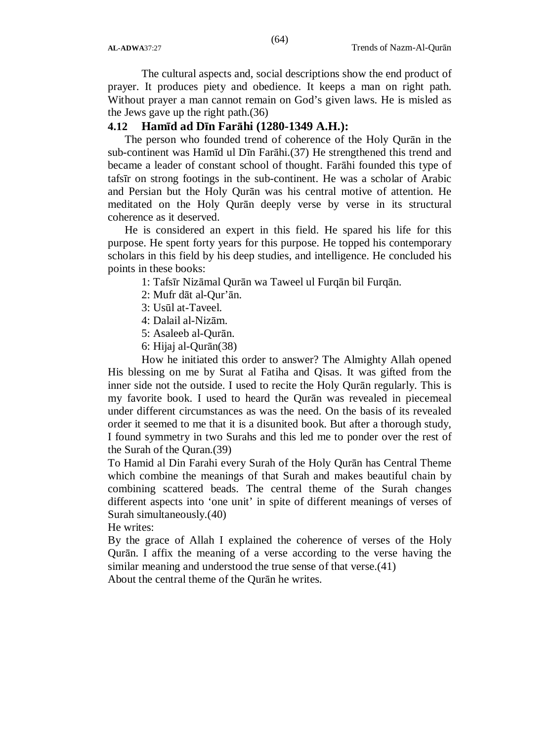The cultural aspects and, social descriptions show the end product of prayer. It produces piety and obedience. It keeps a man on right path. Without prayer a man cannot remain on God's given laws. He is misled as the Jews gave up the right path.(36)

### 4.12 Hamīd ad Dīn Farāhi (1280-1349 A.H.):

The person who founded trend of coherence of the Holy Qurān in the sub-continent was Hamīd ul Dīn Farāhi.(37) He strengthened this trend and became a leader of constant school of thought. Farāhi founded this type of tafsīr on strong footings in the sub-continent. He was a scholar of Arabic and Persian but the Holy Qurān was his central motive of attention. He meditated on the Holy Qurān deeply verse by verse in its structural coherence as it deserved.

He is considered an expert in this field. He spared his life for this purpose. He spent forty years for this purpose. He topped his contemporary scholars in this field by his deep studies, and intelligence. He concluded his points in these books:

1: Tafsīr Nizāmal Qurān wa Taweel ul Furqān bil Furqān.

2: Mufr dāt al-Qur'ān.

3: Usūl at-Taveel.

4: Dalail al-Nizām.

5: Asaleeb al-Qurān.

6: Hijaj al-Qurān(38)

How he initiated this order to answer? The Almighty Allah opened His blessing on me by Surat al Fatiha and Qisas. It was gifted from the inner side not the outside. I used to recite the Holy Qurān regularly. This is my favorite book. I used to heard the Qurān was revealed in piecemeal under different circumstances as was the need. On the basis of its revealed order it seemed to me that it is a disunited book. But after a thorough study, I found symmetry in two Surahs and this led me to ponder over the rest of the Surah of the Quran.(39)

To Hamid al Din Farahi every Surah of the Holy Qurān has Central Theme which combine the meanings of that Surah and makes beautiful chain by combining scattered beads. The central theme of the Surah changes different aspects into 'one unit' in spite of different meanings of verses of Surah simultaneously.(40)

He writes:

By the grace of Allah I explained the coherence of verses of the Holy Qurān. I affix the meaning of a verse according to the verse having the similar meaning and understood the true sense of that verse.(41)

About the central theme of the Qurān he writes.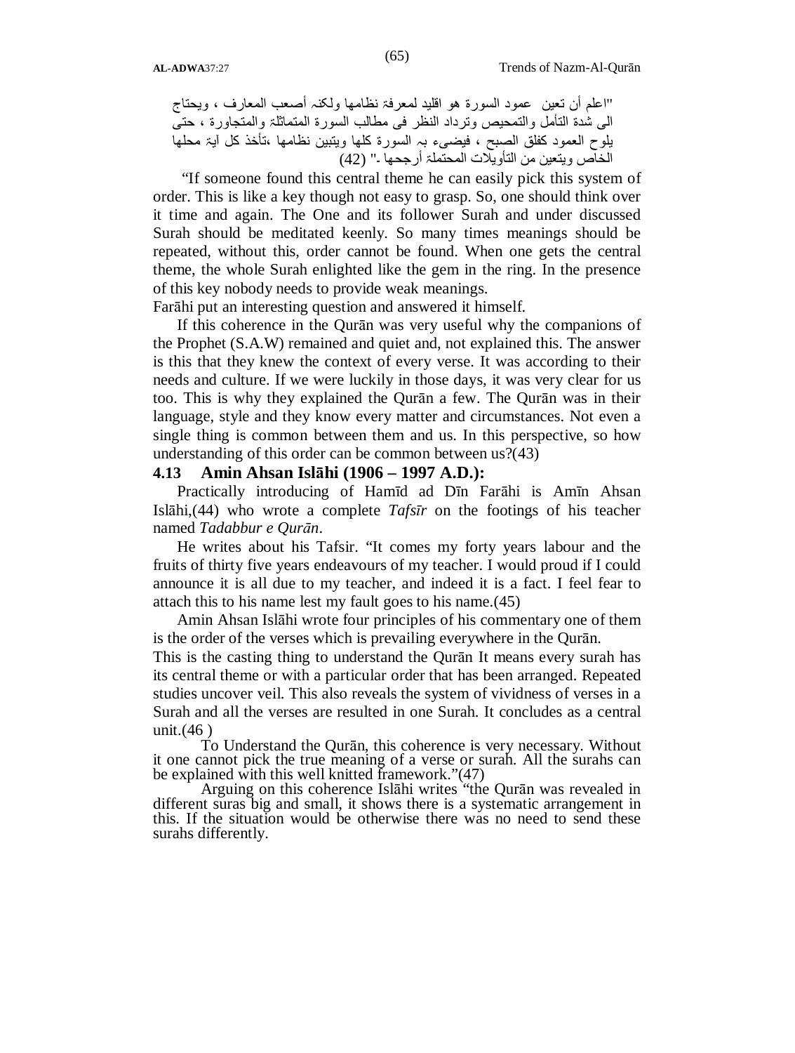"اعلم أن تعين عمود السورة هو اقليد لمعرفة نظامها ولكنہ أصعب المعارف ، ويحتاج الى شدة التأمل والتمحيص وترداد النظر فى مطالب السورة المتماثلة والمتجاورة ، حتى يلوح العمود كفلق الصبح ، فيضىء بہ السورة كلها ويتبين نظامها ،تأخذ كل آية محلها الخاص ويتعين من التأويلات المحتملة أرجحها ـ" (42)

"If someone found this central theme he can easily pick this system of order. This is like a key though not easy to grasp. So, one should think over it time and again. The One and its follower Surah and under discussed Surah should be meditated keenly. So many times meanings should be repeated, without this, order cannot be found. When one gets the central theme, the whole Surah enlighted like the gem in the ring. In the presence of this key nobody needs to provide weak meanings.

Farāhi put an interesting question and answered it himself.

If this coherence in the Qurān was very useful why the companions of the Prophet (S.A.W) remained and quiet and, not explained this. The answer is this that they knew the context of every verse. It was according to their needs and culture. If we were luckily in those days, it was very clear for us too. This is why they explained the Qurān a few. The Qurān was in their language, style and they know every matter and circumstances. Not even a single thing is common between them and us. In this perspective, so how understanding of this order can be common between us?(43)

### 4.13 Amin Ahsan Islāhi (1906 – 1997 A.D.):

Practically introducing of Hamīd ad Dīn Farāhi is Amīn Ahsan Islāhi,(44) who wrote a complete *Tafsīr* on the footings of his teacher named *Tadabbur e Qurān*.

He writes about his Tafsir. "It comes my forty years labour and the fruits of thirty five years endeavours of my teacher. I would proud if I could announce it is all due to my teacher, and indeed it is a fact. I feel fear to attach this to his name lest my fault goes to his name.(45)

Amin Ahsan Islāhi wrote four principles of his commentary one of them is the order of the verses which is prevailing everywhere in the Qurān.

This is the casting thing to understand the Qurān It means every surah has its central theme or with a particular order that has been arranged. Repeated studies uncover veil. This also reveals the system of vividness of verses in a Surah and all the verses are resulted in one Surah. It concludes as a central unit.(46 )

To Understand the Qurān, this coherence is very necessary. Without it one cannot pick the true meaning of a verse or surah. All the surahs can be explained with this well knitted framework."(47)

Arguing on this coherence Islāhi writes "the Qurān was revealed in different suras big and small, it shows there is a systematic arrangement in this. If the situation would be otherwise there was no need to send these surahs differently.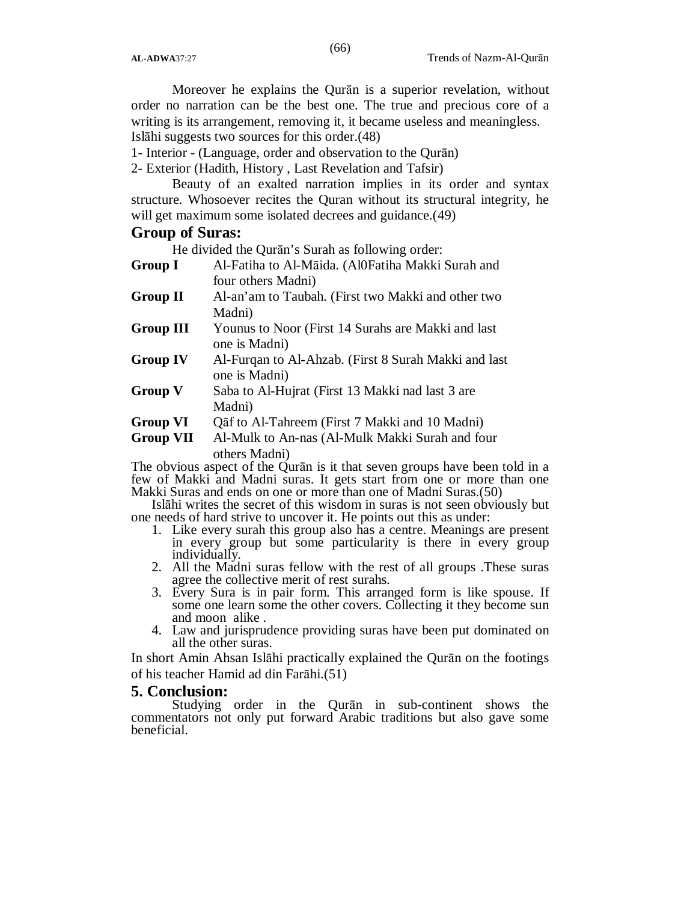Moreover he explains the Qurān is a superior revelation, without order no narration can be the best one. The true and precious core of a writing is its arrangement, removing it, it became useless and meaningless. Islāhi suggests two sources for this order.(48)

1- Interior - (Language, order and observation to the Qurān)

2- Exterior (Hadith, History , Last Revelation and Tafsir)

Beauty of an exalted narration implies in its order and syntax structure. Whosoever recites the Quran without its structural integrity, he will get maximum some isolated decrees and guidance.(49)

## Group of Suras:

He divided the Qurān's Surah as following order:

**Group I** Al-Fatiha to Al-Māida. (Al0Fatiha Makki Surah and four others Madni)

**Group II** Al-an'am to Taubah. (First two Makki and other two Madni)

**Group III** Younus to Noor (First 14 Surahs are Makki and last one is Madni)

**Group IV** Al-Furqan to Al-Ahzab. (First 8 Surah Makki and last one is Madni)

**Group V** Saba to Al-Hujrat (First 13 Makki nad last 3 are Madni)

**Group VI** Qāf to Al-Tahreem (First 7 Makki and 10 Madni)

**Group VII** Al-Mulk to An-nas (Al-Mulk Makki Surah and four others Madni)

The obvious aspect of the Qurān is it that seven groups have been told in a few of Makki and Madni suras. It gets start from one or more than one Makki Suras and ends on one or more than one of Madni Suras.(50)

Islāhi writes the secret of this wisdom in suras is not seen obviously but one needs of hard strive to uncover it. He points out this as under:

1. Like every surah this group also has a centre. Meanings are present in every group but some particularity is there in every group individually.
2. All the Madni suras fellow with the rest of all groups .These suras agree the collective merit of rest surahs.
3. Every Sura is in pair form. This arranged form is like spouse. If some one learn some the other covers. Collecting it they become sun and moon alike .
4. Law and jurisprudence providing suras have been put dominated on all the other suras.

In short Amin Ahsan Islāhi practically explained the Qurān on the footings of his teacher Hamid ad din Farāhi.(51)

## 5. Conclusion:

Studying order in the Qurān in sub-continent shows the commentators not only put forward Arabic traditions but also gave some beneficial.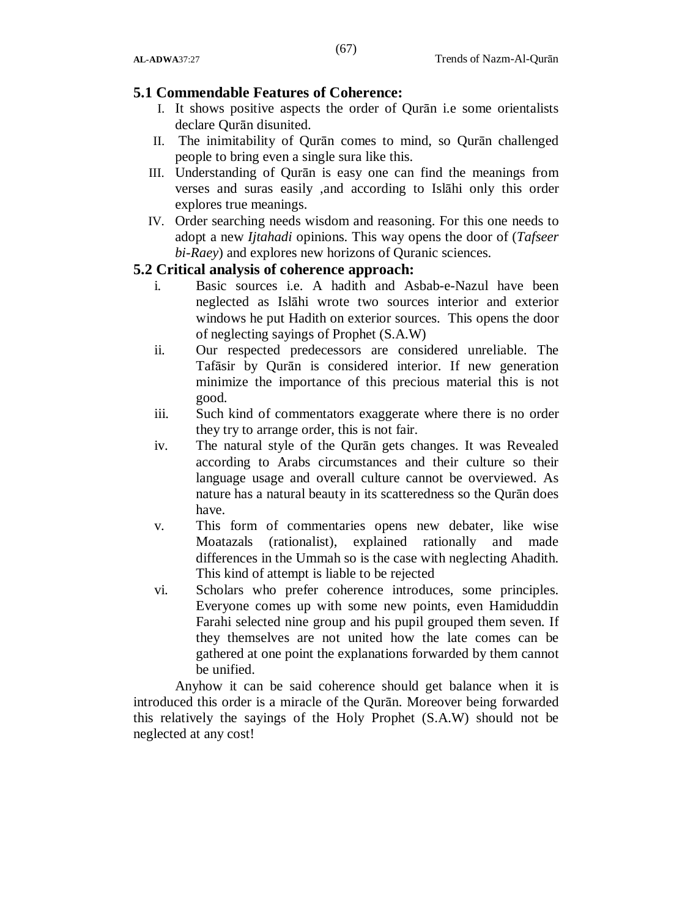## 5.1 Commendable Features of Coherence:

I. It shows positive aspects the order of Qurān i.e some orientalists declare Qurān disunited.

II. The inimitability of Qurān comes to mind, so Qurān challenged people to bring even a single sura like this.

III. Understanding of Qurān is easy one can find the meanings from verses and suras easily ,and according to Islāhi only this order explores true meanings.

IV. Order searching needs wisdom and reasoning. For this one needs to adopt a new *Ijtahadi* opinions. This way opens the door of (*Tafseer bi-Raey*) and explores new horizons of Quranic sciences.

## 5.2 Critical analysis of coherence approach:

i. Basic sources i.e. A hadith and Asbab-e-Nazul have been neglected as Islāhi wrote two sources interior and exterior windows he put Hadith on exterior sources. This opens the door of neglecting sayings of Prophet (S.A.W)

ii. Our respected predecessors are considered unreliable. The Tafāsir by Qurān is considered interior. If new generation minimize the importance of this precious material this is not good.

iii. Such kind of commentators exaggerate where there is no order they try to arrange order, this is not fair.

iv. The natural style of the Qurān gets changes. It was Revealed according to Arabs circumstances and their culture so their language usage and overall culture cannot be overviewed. As nature has a natural beauty in its scatteredness so the Qurān does have.

v. This form of commentaries opens new debater, like wise Moatazals (rationalist), explained rationally and made differences in the Ummah so is the case with neglecting Ahadith. This kind of attempt is liable to be rejected

vi. Scholars who prefer coherence introduces, some principles. Everyone comes up with some new points, even Hamiduddin Farahi selected nine group and his pupil grouped them seven. If they themselves are not united how the late comes can be gathered at one point the explanations forwarded by them cannot be unified.

Anyhow it can be said coherence should get balance when it is introduced this order is a miracle of the Qurān. Moreover being forwarded this relatively the sayings of the Holy Prophet (S.A.W) should not be neglected at any cost!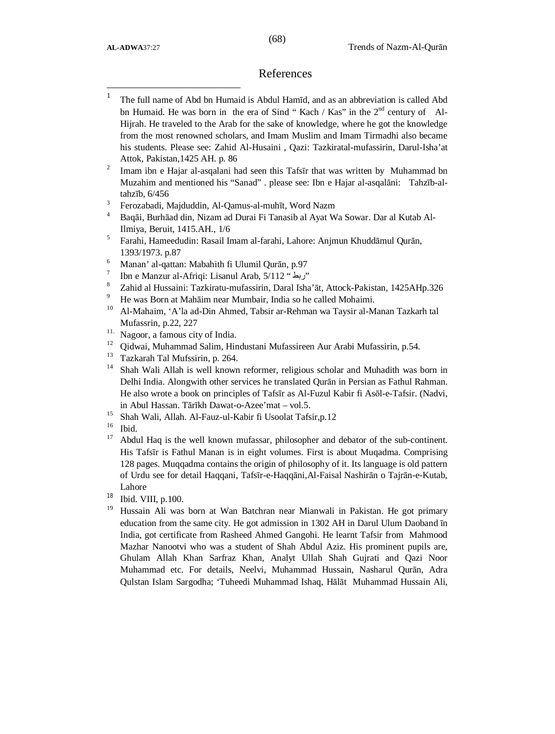## References

[1] The full name of Abd bn Humaid is Abdul Hamīd, and as an abbreviation is called Abd bn Humaid. He was born in the era of Sind " Kach / Kas" in the 2nd century of Al-Hijrah. He traveled to the Arab for the sake of knowledge, where he got the knowledge from the most renowned scholars, and Imam Muslim and Imam Tirmadhi also became his students. Please see: Zahid Al-Husaini , Qazi: Tazkiratal-mufassirin, Darul-Isha'at Attok, Pakistan,1425 AH. p. 86

[2] Imam ibn e Hajar al-asqalani had seen this Tafsīr that was written by Muhammad bn Muzahim and mentioned his "Sanad" . please see: Ibn e Hajar al-asqalāni: Tahzīb-al-tahzīb, 6/456

[3] Ferozabadi, Majduddin, Al-Qamus-al-muhīt, Word Nazm

[4] Baqāi, Burhāad din, Nizam ad Durai Fi Tanasib al Ayat Wa Sowar. Dar al Kutab Al-Ilmiya, Beruit, 1415.AH., 1/6

[5] Farahi, Hameedudin: Rasail Imam al-farahi, Lahore: Anjmun Khuddāmul Qurān, 1393/1973. p.87

[6] Manan' al-qattan: Mabahith fi Ulumil Qurān, p.97

[7] Ibn e Manzur al-Afriqi: Lisanul Arab, 5/112 "ربط"

[8] Zahid al Hussaini: Tazkiratu-mufassirin, Daral Isha'āt, Attock-Pakistan, 1425AHp.326

[9] He was Born at Mahāim near Mumbair, India so he called Mohaimi.

[10] Al-Mahaim, 'A'la ad-Din Ahmed, Tabsir ar-Rehman wa Taysir al-Manan Tazkarh tal Mufassrin, p.22, 227

[11] Nagoor, a famous city of India.

[12] Qidwai, Muhammad Salim, Hindustani Mufassireen Aur Arabi Mufassirin, p.54.

[13] Tazkarah Tal Mufssirin, p. 264.

[14] Shah Wali Allah is well known reformer, religious scholar and Muhadith was born in Delhi India. Alongwith other services he translated Qurān in Persian as Fathul Rahman. He also wrote a book on principles of Tafsīr as Al-Fuzul Kabir fi Asōl-e-Tafsir. (Nadvi, in Abul Hassan. Tārīkh Dawat-o-Azee'mat – vol.5.

[15] Shah Wali, Allah. Al-Fauz-ul-Kabir fi Usoolat Tafsir,p.12

[16] Ibid.

[17] Abdul Haq is the well known mufassar, philosopher and debator of the sub-continent. His Tafsīr is Fathul Manan is in eight volumes. First is about Muqadma. Comprising 128 pages. Muqqadma contains the origin of philosophy of it. Its language is old pattern of Urdu see for detail Haqqani, Tafsīr-e-Haqqāni,Al-Faisal Nashirān o Tajrān-e-Kutab, Lahore

[18] Ibid. VIII, p.100.

[19] Hussain Ali was born at Wan Batchran near Mianwali in Pakistan. He got primary education from the same city. He got admission in 1302 AH in Darul Ulum Daoband īn India, got certificate from Rasheed Ahmed Gangohi. He learnt Tafsir from Mahmood Mazhar Nanootvi who was a student of Shah Abdul Aziz. His prominent pupils are, Ghulam Allah Khan Sarfraz Khan, Analyt Ullah Shah Gujrati and Qazi Noor Muhammad etc. For details, Neelvi, Muhammad Hussain, Nasharul Qurān, Adra Qulstan Islam Sargodha; 'Tuheedi Muhammad Ishaq, Hālāt Muhammad Hussain Ali,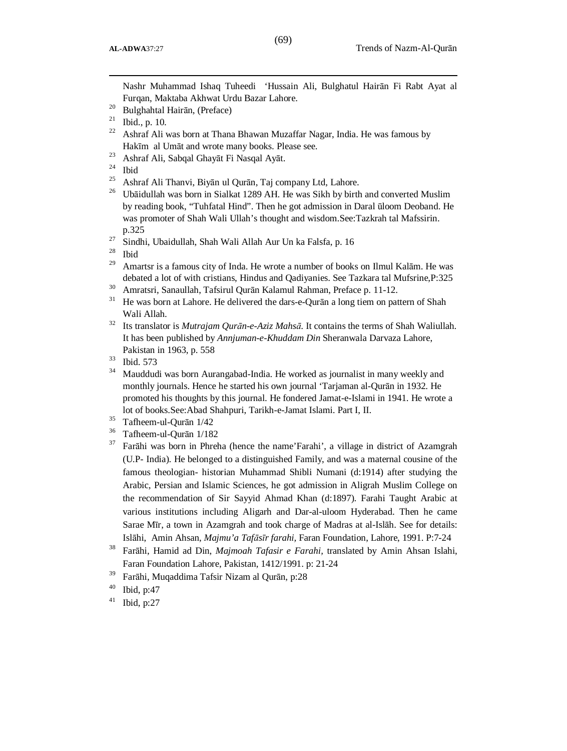Nashr Muhammad Ishaq Tuheedi 'Hussain Ali, Bulghatul Hairān Fi Rabt Ayat al Furqan, Maktaba Akhwat Urdu Bazar Lahore.

[20] Bulghahtal Hairān, (Preface)

[21] Ibid., p. 10.

[22] Ashraf Ali was born at Thana Bhawan Muzaffar Nagar, India. He was famous by Hakīm al Umāt and wrote many books. Please see.

[23] Ashraf Ali, Sabqal Ghayāt Fi Nasqal Ayāt.

[24] Ibid

[25] Ashraf Ali Thanvi, Biyān ul Qurān, Taj company Ltd, Lahore.

[26] Ubāidullah was born in Sialkat 1289 AH. He was Sikh by birth and converted Muslim by reading book, "Tuhfatal Hind". Then he got admission in Daral ūloom Deoband. He was promoter of Shah Wali Ullah's thought and wisdom.See:Tazkrah tal Mafssirin. p.325

[27] Sindhi, Ubaidullah, Shah Wali Allah Aur Un ka Falsfa, p. 16

[28] Ibid

[29] Amartsr is a famous city of Inda. He wrote a number of books on Ilmul Kalām. He was debated a lot of with cristians, Hindus and Qadiyanies. See Tazkara tal Mufsrine,P:325

[30] Amratsri, Sanaullah, Tafsirul Qurān Kalamul Rahman, Preface p. 11-12.

[31] He was born at Lahore. He delivered the dars-e-Qurān a long tiem on pattern of Shah Wali Allah.

[32] Its translator is *Mutrajam Qurān-e-Aziz Mahsā.* It contains the terms of Shah Waliullah. It has been published by *Annjuman-e-Khuddam Din* Sheranwala Darvaza Lahore, Pakistan in 1963, p. 558

[33] Ibid. 573

[34] Mauddudi was born Aurangabad-India. He worked as journalist in many weekly and monthly journals. Hence he started his own journal 'Tarjaman al-Qurān in 1932. He promoted his thoughts by this journal. He fondered Jamat-e-Islami in 1941. He wrote a lot of books.See:Abad Shahpuri, Tarikh-e-Jamat Islami. Part I, II.

[35] Tafheem-ul-Qurān 1/42

[36] Tafheem-ul-Qurān 1/182

[37] Farāhi was born in Phreha (hence the name'Farahi', a village in district of Azamgrah (U.P- India). He belonged to a distinguished Family, and was a maternal cousine of the famous theologian- historian Muhammad Shibli Numani (d:1914) after studying the Arabic, Persian and Islamic Sciences, he got admission in Aligrah Muslim College on the recommendation of Sir Sayyid Ahmad Khan (d:1897). Farahi Taught Arabic at various institutions including Aligarh and Dar-al-uloom Hyderabad. Then he came Sarae Mīr, a town in Azamgrah and took charge of Madras at al-Islāh. See for details: Islāhi, Amin Ahsan, *Majmu'a Tafāsīr farahi,* Faran Foundation, Lahore, 1991. P:7-24

[38] Farāhi, Hamid ad Din, *Majmoah Tafasir e Farahi,* translated by Amin Ahsan Islahi, Faran Foundation Lahore, Pakistan, 1412/1991. p: 21-24

[39] Farāhi, Muqaddima Tafsir Nizam al Qurān, p:28

[40] Ibid, p:47

[41] Ibid, p:27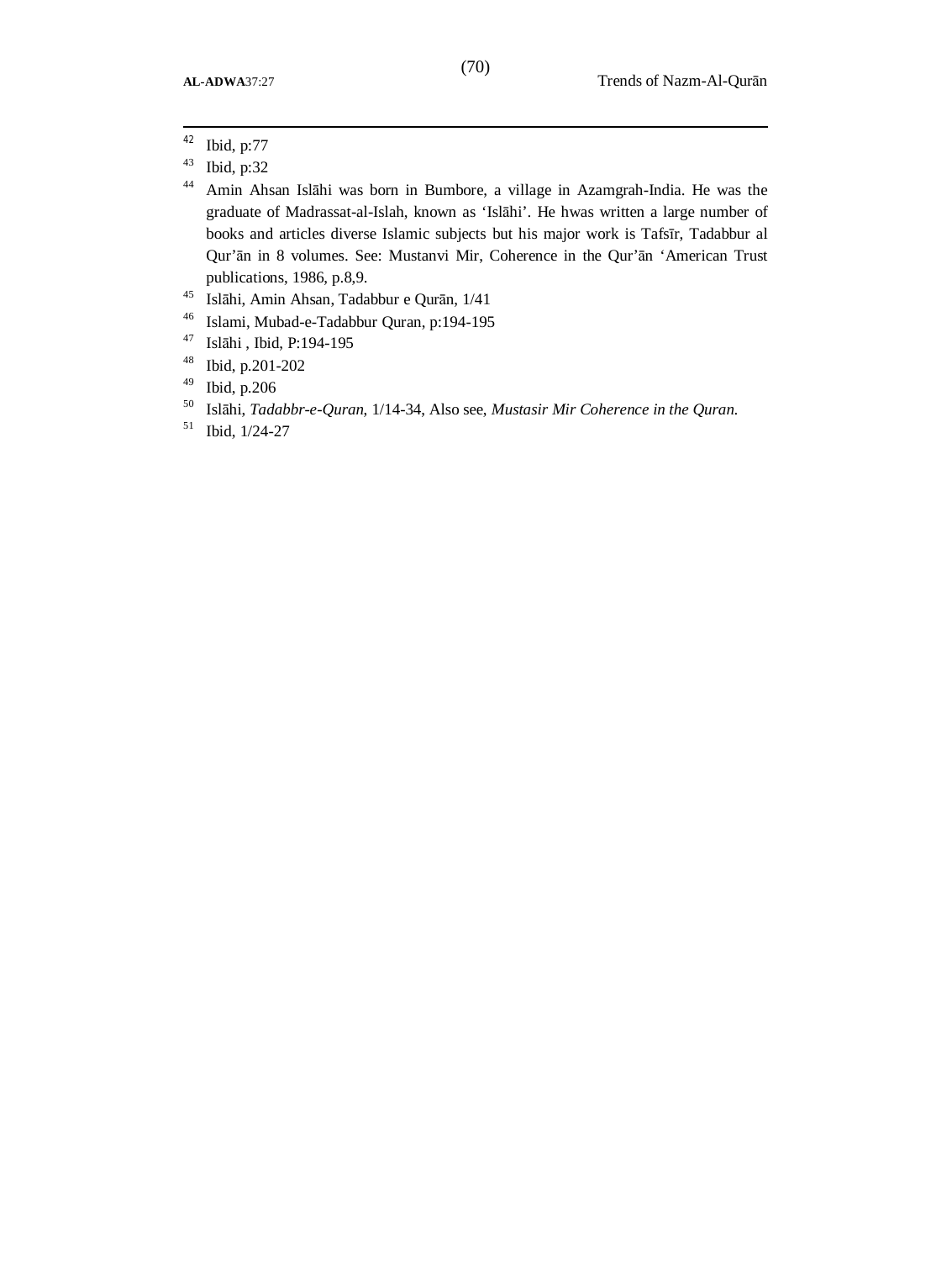[42] Ibid, p:77

[43] Ibid, p:32

[44] Amin Ahsan Islāhi was born in Bumbore, a village in Azamgrah-India. He was the graduate of Madrassat-al-Islah, known as 'Islāhi'. He hwas written a large number of books and articles diverse Islamic subjects but his major work is Tafsīr, Tadabbur al Qur'ān in 8 volumes. See: Mustanvi Mir, Coherence in the Qur'ān 'American Trust publications, 1986, p.8,9.

[45] Islāhi, Amin Ahsan, Tadabbur e Qurān, 1/41

[46] Islami, Mubad-e-Tadabbur Quran, p:194-195

[47] Islāhi , Ibid, P:194-195

[48] Ibid, p.201-202

[49] Ibid, p.206

[50] Islāhi, *Tadabbr-e-Quran*, 1/14-34, Also see, *Mustasir Mir Coherence in the Quran.*

[51] Ibid, 1/24-27